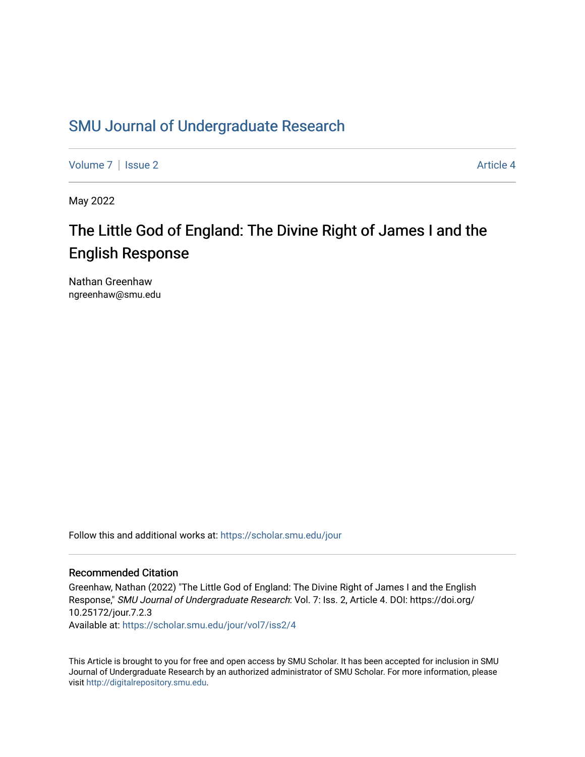# SMU Journal of Undergraduate Research

Volume 7 | Issue 2 Article 4

May 2022

## The Little God of England: The Divine Right of James I and the English Response

Nathan Greenhaw
ngreenhaw@smu.edu

Follow this and additional works at: https://scholar.smu.edu/jour

### Recommended Citation

Greenhaw, Nathan (2022) "The Little God of England: The Divine Right of James I and the English Response," *SMU Journal of Undergraduate Research*: Vol. 7: Iss. 2, Article 4. DOI: https://doi.org/10.25172/jour.7.2.3
Available at: https://scholar.smu.edu/jour/vol7/iss2/4

This Article is brought to you for free and open access by SMU Scholar. It has been accepted for inclusion in SMU Journal of Undergraduate Research by an authorized administrator of SMU Scholar. For more information, please visit http://digitalrepository.smu.edu.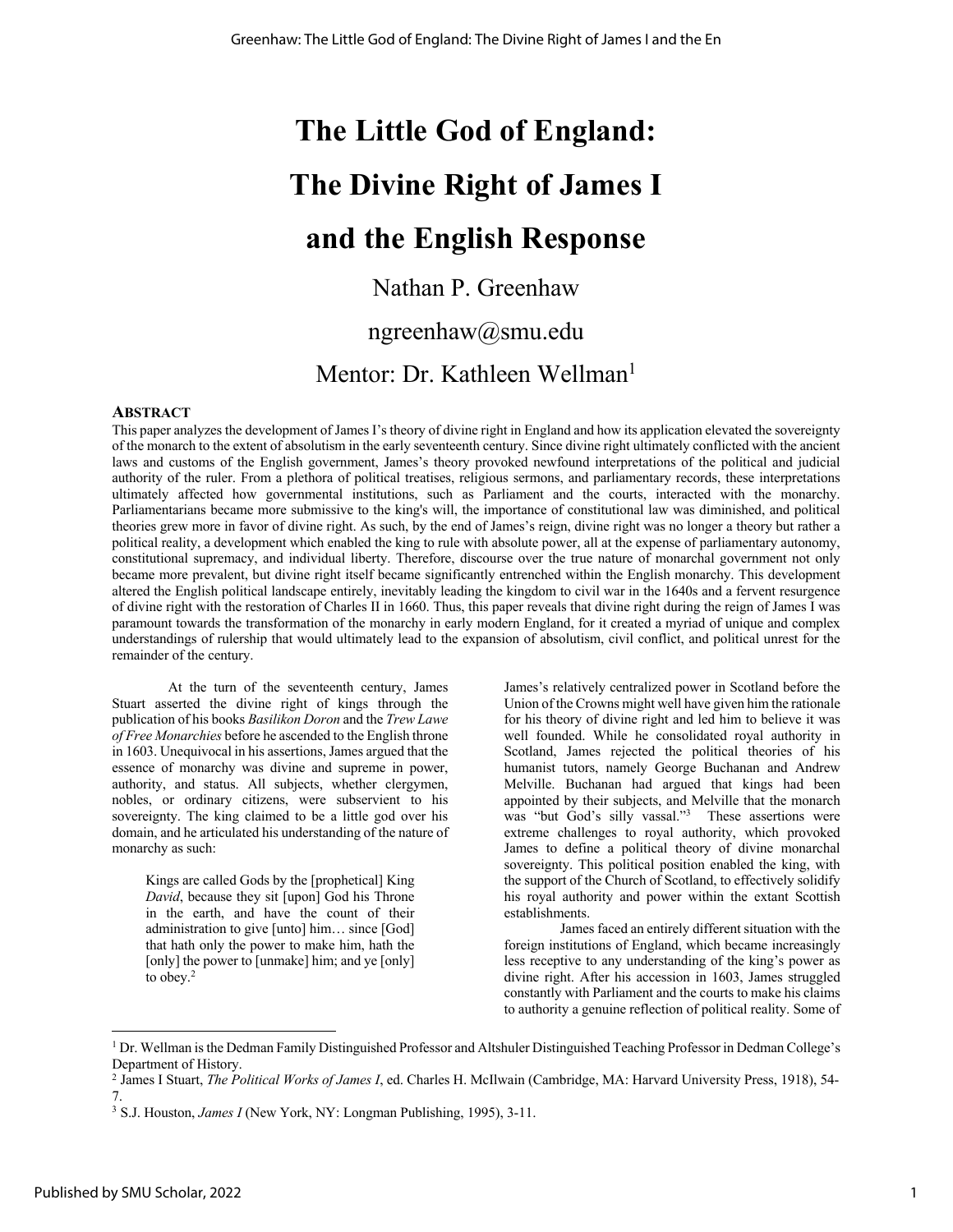# The Little God of England: The Divine Right of James I and the English Response

Nathan P. Greenhaw

ngreenhaw@smu.edu

Mentor: Dr. Kathleen Wellman[1]

## Abstract

This paper analyzes the development of James I's theory of divine right in England and how its application elevated the sovereignty of the monarch to the extent of absolutism in the early seventeenth century. Since divine right ultimately conflicted with the ancient laws and customs of the English government, James's theory provoked newfound interpretations of the political and judicial authority of the ruler. From a plethora of political treatises, religious sermons, and parliamentary records, these interpretations ultimately affected how governmental institutions, such as Parliament and the courts, interacted with the monarchy. Parliamentarians became more submissive to the king's will, the importance of constitutional law was diminished, and political theories grew more in favor of divine right. As such, by the end of James's reign, divine right was no longer a theory but rather a political reality, a development which enabled the king to rule with absolute power, all at the expense of parliamentary autonomy, constitutional supremacy, and individual liberty. Therefore, discourse over the true nature of monarchal government not only became more prevalent, but divine right itself became significantly entrenched within the English monarchy. This development altered the English political landscape entirely, inevitably leading the kingdom to civil war in the 1640s and a fervent resurgence of divine right with the restoration of Charles II in 1660. Thus, this paper reveals that divine right during the reign of James I was paramount towards the transformation of the monarchy in early modern England, for it created a myriad of unique and complex understandings of rulership that would ultimately lead to the expansion of absolutism, civil conflict, and political unrest for the remainder of the century.

At the turn of the seventeenth century, James Stuart asserted the divine right of kings through the publication of his books *Basilikon Doron* and the *Trew Lawe of Free Monarchies* before he ascended to the English throne in 1603. Unequivocal in his assertions, James argued that the essence of monarchy was divine and supreme in power, authority, and status. All subjects, whether clergymen, nobles, or ordinary citizens, were subservient to his sovereignty. The king claimed to be a little god over his domain, and he articulated his understanding of the nature of monarchy as such:

> Kings are called Gods by the [prophetical] King *David*, because they sit [upon] God his Throne in the earth, and have the count of their administration to give [unto] him… since [God] that hath only the power to make him, hath the [only] the power to [unmake] him; and ye [only] to obey.[2]

James's relatively centralized power in Scotland before the Union of the Crowns might well have given him the rationale for his theory of divine right and led him to believe it was well founded. While he consolidated royal authority in Scotland, James rejected the political theories of his humanist tutors, namely George Buchanan and Andrew Melville. Buchanan had argued that kings had been appointed by their subjects, and Melville that the monarch was "but God's silly vassal."[3] These assertions were extreme challenges to royal authority, which provoked James to define a political theory of divine monarchal sovereignty. This political position enabled the king, with the support of the Church of Scotland, to effectively solidify his royal authority and power within the extant Scottish establishments.

James faced an entirely different situation with the foreign institutions of England, which became increasingly less receptive to any understanding of the king's power as divine right. After his accession in 1603, James struggled constantly with Parliament and the courts to make his claims to authority a genuine reflection of political reality. Some of

---

[1] Dr. Wellman is the Dedman Family Distinguished Professor and Altshuler Distinguished Teaching Professor in Dedman College's Department of History.

[2] James I Stuart, *The Political Works of James I*, ed. Charles H. McIlwain (Cambridge, MA: Harvard University Press, 1918), 54-7.

[3] S.J. Houston, *James I* (New York, NY: Longman Publishing, 1995), 3-11.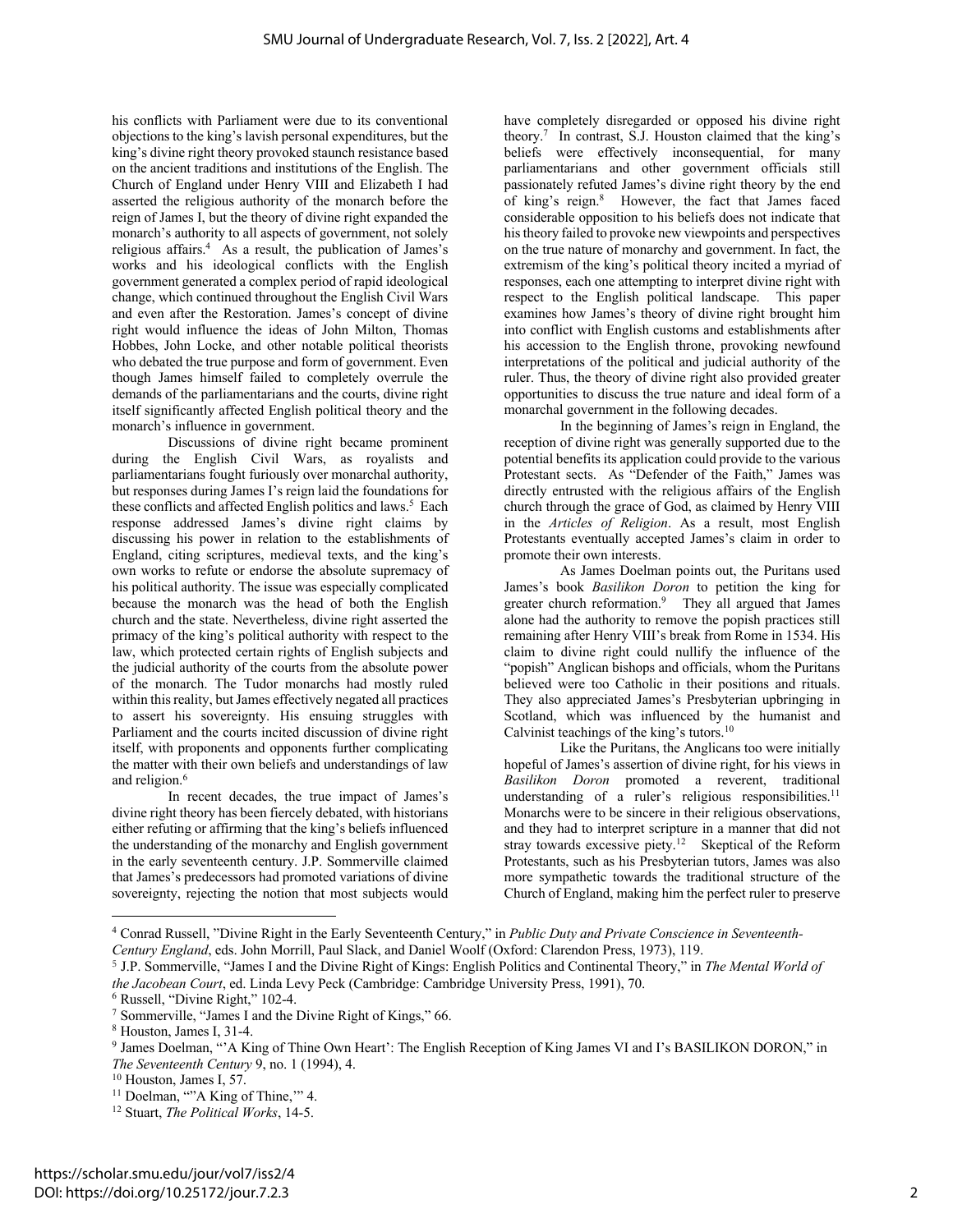his conflicts with Parliament were due to its conventional objections to the king's lavish personal expenditures, but the king's divine right theory provoked staunch resistance based on the ancient traditions and institutions of the English. The Church of England under Henry VIII and Elizabeth I had asserted the religious authority of the monarch before the reign of James I, but the theory of divine right expanded the monarch's authority to all aspects of government, not solely religious affairs.[4] As a result, the publication of James's works and his ideological conflicts with the English government generated a complex period of rapid ideological change, which continued throughout the English Civil Wars and even after the Restoration. James's concept of divine right would influence the ideas of John Milton, Thomas Hobbes, John Locke, and other notable political theorists who debated the true purpose and form of government. Even though James himself failed to completely overrule the demands of the parliamentarians and the courts, divine right itself significantly affected English political theory and the monarch's influence in government.

Discussions of divine right became prominent during the English Civil Wars, as royalists and parliamentarians fought furiously over monarchal authority, but responses during James I's reign laid the foundations for these conflicts and affected English politics and laws.[5] Each response addressed James's divine right claims by discussing his power in relation to the establishments of England, citing scriptures, medieval texts, and the king's own works to refute or endorse the absolute supremacy of his political authority. The issue was especially complicated because the monarch was the head of both the English church and the state. Nevertheless, divine right asserted the primacy of the king's political authority with respect to the law, which protected certain rights of English subjects and the judicial authority of the courts from the absolute power of the monarch. The Tudor monarchs had mostly ruled within this reality, but James effectively negated all practices to assert his sovereignty. His ensuing struggles with Parliament and the courts incited discussion of divine right itself, with proponents and opponents further complicating the matter with their own beliefs and understandings of law and religion.[6]

In recent decades, the true impact of James's divine right theory has been fiercely debated, with historians either refuting or affirming that the king's beliefs influenced the understanding of the monarchy and English government in the early seventeenth century. J.P. Sommerville claimed that James's predecessors had promoted variations of divine sovereignty, rejecting the notion that most subjects would have completely disregarded or opposed his divine right theory.[7] In contrast, S.J. Houston claimed that the king's beliefs were effectively inconsequential, for many parliamentarians and other government officials still passionately refuted James's divine right theory by the end of king's reign.[8] However, the fact that James faced considerable opposition to his beliefs does not indicate that his theory failed to provoke new viewpoints and perspectives on the true nature of monarchy and government. In fact, the extremism of the king's political theory incited a myriad of responses, each one attempting to interpret divine right with respect to the English political landscape. This paper examines how James's theory of divine right brought him into conflict with English customs and establishments after his accession to the English throne, provoking newfound interpretations of the political and judicial authority of the ruler. Thus, the theory of divine right also provided greater opportunities to discuss the true nature and ideal form of a monarchal government in the following decades.

In the beginning of James's reign in England, the reception of divine right was generally supported due to the potential benefits its application could provide to the various Protestant sects. As "Defender of the Faith," James was directly entrusted with the religious affairs of the English church through the grace of God, as claimed by Henry VIII in the *Articles of Religion*. As a result, most English Protestants eventually accepted James's claim in order to promote their own interests.

As James Doelman points out, the Puritans used James's book *Basilikon Doron* to petition the king for greater church reformation.[9] They all argued that James alone had the authority to remove the popish practices still remaining after Henry VIII's break from Rome in 1534. His claim to divine right could nullify the influence of the "popish" Anglican bishops and officials, whom the Puritans believed were too Catholic in their positions and rituals. They also appreciated James's Presbyterian upbringing in Scotland, which was influenced by the humanist and Calvinist teachings of the king's tutors.[10]

Like the Puritans, the Anglicans too were initially hopeful of James's assertion of divine right, for his views in *Basilikon Doron* promoted a reverent, traditional understanding of a ruler's religious responsibilities.[11] Monarchs were to be sincere in their religious observations, and they had to interpret scripture in a manner that did not stray towards excessive piety.[12] Skeptical of the Reform Protestants, such as his Presbyterian tutors, James was also more sympathetic towards the traditional structure of the Church of England, making him the perfect ruler to preserve

---

[4] Conrad Russell, "Divine Right in the Early Seventeenth Century," in *Public Duty and Private Conscience in Seventeenth-Century England*, eds. John Morrill, Paul Slack, and Daniel Woolf (Oxford: Clarendon Press, 1973), 119.

[5] J.P. Sommerville, "James I and the Divine Right of Kings: English Politics and Continental Theory," in *The Mental World of the Jacobean Court*, ed. Linda Levy Peck (Cambridge: Cambridge University Press, 1991), 70.

[6] Russell, "Divine Right," 102-4.

[7] Sommerville, "James I and the Divine Right of Kings," 66.

[8] Houston, James I, 31-4.

[9] James Doelman, "'A King of Thine Own Heart': The English Reception of King James VI and I's BASILIKON DORON," in *The Seventeenth Century* 9, no. 1 (1994), 4.

[10] Houston, James I, 57.

[11] Doelman, ""A King of Thine,'" 4.

[12] Stuart, *The Political Works*, 14-5.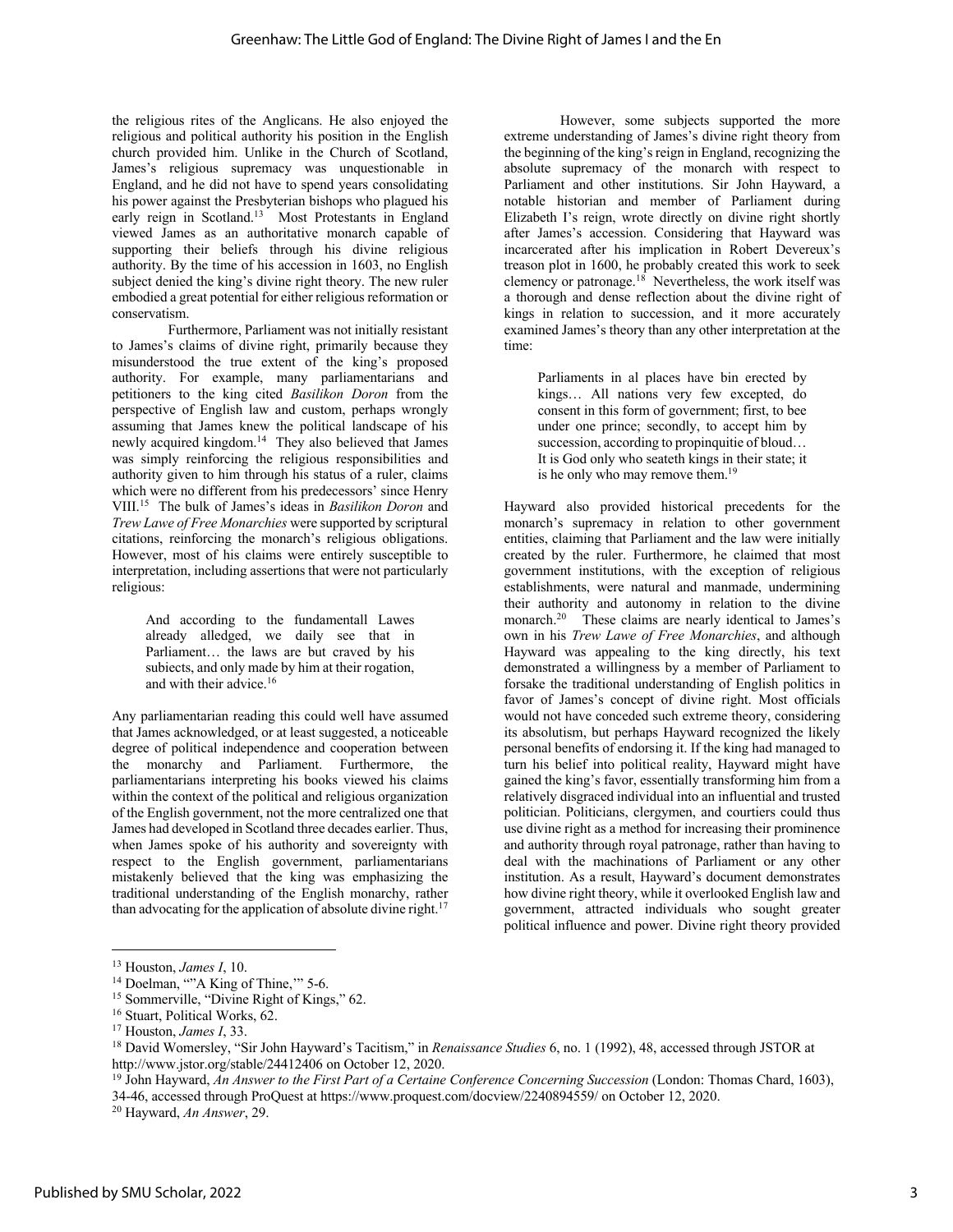the religious rites of the Anglicans. He also enjoyed the religious and political authority his position in the English church provided him. Unlike in the Church of Scotland, James's religious supremacy was unquestionable in England, and he did not have to spend years consolidating his power against the Presbyterian bishops who plagued his early reign in Scotland.[13] Most Protestants in England viewed James as an authoritative monarch capable of supporting their beliefs through his divine religious authority. By the time of his accession in 1603, no English subject denied the king's divine right theory. The new ruler embodied a great potential for either religious reformation or conservatism.

Furthermore, Parliament was not initially resistant to James's claims of divine right, primarily because they misunderstood the true extent of the king's proposed authority. For example, many parliamentarians and petitioners to the king cited *Basilikon Doron* from the perspective of English law and custom, perhaps wrongly assuming that James knew the political landscape of his newly acquired kingdom.[14] They also believed that James was simply reinforcing the religious responsibilities and authority given to him through his status of a ruler, claims which were no different from his predecessors' since Henry VIII.[15] The bulk of James's ideas in *Basilikon Doron* and *Trew Lawe of Free Monarchies* were supported by scriptural citations, reinforcing the monarch's religious obligations. However, most of his claims were entirely susceptible to interpretation, including assertions that were not particularly religious:

> And according to the fundamentall Lawes already alledged, we daily see that in Parliament… the laws are but craved by his subiects, and only made by him at their rogation, and with their advice.[16]

Any parliamentarian reading this could well have assumed that James acknowledged, or at least suggested, a noticeable degree of political independence and cooperation between the monarchy and Parliament. Furthermore, the parliamentarians interpreting his books viewed his claims within the context of the political and religious organization of the English government, not the more centralized one that James had developed in Scotland three decades earlier. Thus, when James spoke of his authority and sovereignty with respect to the English government, parliamentarians mistakenly believed that the king was emphasizing the traditional understanding of the English monarchy, rather than advocating for the application of absolute divine right.[17]

However, some subjects supported the more extreme understanding of James's divine right theory from the beginning of the king's reign in England, recognizing the absolute supremacy of the monarch with respect to Parliament and other institutions. Sir John Hayward, a notable historian and member of Parliament during Elizabeth I's reign, wrote directly on divine right shortly after James's accession. Considering that Hayward was incarcerated after his implication in Robert Devereux's treason plot in 1600, he probably created this work to seek clemency or patronage.[18] Nevertheless, the work itself was a thorough and dense reflection about the divine right of kings in relation to succession, and it more accurately examined James's theory than any other interpretation at the time:

> Parliaments in al places have bin erected by kings… All nations very few excepted, do consent in this form of government; first, to bee under one prince; secondly, to accept him by succession, according to propinquitie of bloud… It is God only who seateth kings in their state; it is he only who may remove them.[19]

Hayward also provided historical precedents for the monarch's supremacy in relation to other government entities, claiming that Parliament and the law were initially created by the ruler. Furthermore, he claimed that most government institutions, with the exception of religious establishments, were natural and manmade, undermining their authority and autonomy in relation to the divine monarch.[20] These claims are nearly identical to James's own in his *Trew Lawe of Free Monarchies*, and although Hayward was appealing to the king directly, his text demonstrated a willingness by a member of Parliament to forsake the traditional understanding of English politics in favor of James's concept of divine right. Most officials would not have conceded such extreme theory, considering its absolutism, but perhaps Hayward recognized the likely personal benefits of endorsing it. If the king had managed to turn his belief into political reality, Hayward might have gained the king's favor, essentially transforming him from a relatively disgraced individual into an influential and trusted politician. Politicians, clergymen, and courtiers could thus use divine right as a method for increasing their prominence and authority through royal patronage, rather than having to deal with the machinations of Parliament or any other institution. As a result, Hayward's document demonstrates how divine right theory, while it overlooked English law and government, attracted individuals who sought greater political influence and power. Divine right theory provided

---

[13] Houston, *James I*, 10.

[14] Doelman, ""A King of Thine,"" 5-6.

[15] Sommerville, "Divine Right of Kings," 62.

[16] Stuart, Political Works, 62.

[17] Houston, *James I*, 33.

[18] David Womersley, "Sir John Hayward's Tacitism," in *Renaissance Studies* 6, no. 1 (1992), 48, accessed through JSTOR at http://www.jstor.org/stable/24412406 on October 12, 2020.

[19] John Hayward, *An Answer to the First Part of a Certaine Conference Concerning Succession* (London: Thomas Chard, 1603), 34-46, accessed through ProQuest at https://www.proquest.com/docview/2240894559/ on October 12, 2020.

[20] Hayward, *An Answer*, 29.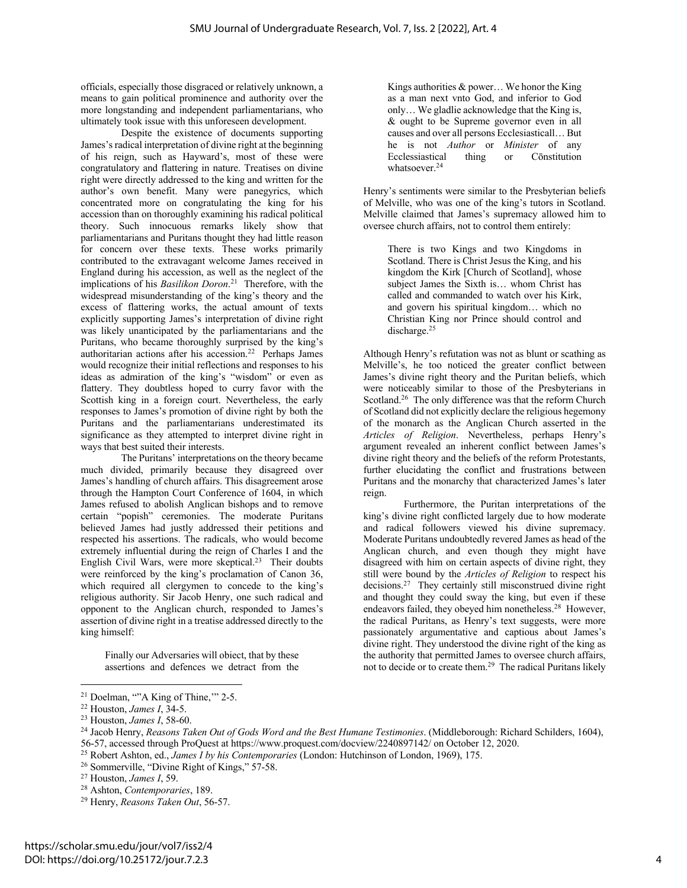officials, especially those disgraced or relatively unknown, a means to gain political prominence and authority over the more longstanding and independent parliamentarians, who ultimately took issue with this unforeseen development.

Despite the existence of documents supporting James's radical interpretation of divine right at the beginning of his reign, such as Hayward's, most of these were congratulatory and flattering in nature. Treatises on divine right were directly addressed to the king and written for the author's own benefit. Many were panegyrics, which concentrated more on congratulating the king for his accession than on thoroughly examining his radical political theory. Such innocuous remarks likely show that parliamentarians and Puritans thought they had little reason for concern over these texts. These works primarily contributed to the extravagant welcome James received in England during his accession, as well as the neglect of the implications of his *Basilikon Doron*.[21] Therefore, with the widespread misunderstanding of the king's theory and the excess of flattering works, the actual amount of texts explicitly supporting James's interpretation of divine right was likely unanticipated by the parliamentarians and the Puritans, who became thoroughly surprised by the king's authoritarian actions after his accession.[22] Perhaps James would recognize their initial reflections and responses to his ideas as admiration of the king's "wisdom" or even as flattery. They doubtless hoped to curry favor with the Scottish king in a foreign court. Nevertheless, the early responses to James's promotion of divine right by both the Puritans and the parliamentarians underestimated its significance as they attempted to interpret divine right in ways that best suited their interests.

The Puritans' interpretations on the theory became much divided, primarily because they disagreed over James's handling of church affairs. This disagreement arose through the Hampton Court Conference of 1604, in which James refused to abolish Anglican bishops and to remove certain "popish" ceremonies. The moderate Puritans believed James had justly addressed their petitions and respected his assertions. The radicals, who would become extremely influential during the reign of Charles I and the English Civil Wars, were more skeptical.[23] Their doubts were reinforced by the king's proclamation of Canon 36, which required all clergymen to concede to the king's religious authority. Sir Jacob Henry, one such radical and opponent to the Anglican church, responded to James's assertion of divine right in a treatise addressed directly to the king himself:

> Finally our Adversaries will obiect, that by these assertions and defences we detract from the Kings authorities & power… We honor the King as a man next vnto God, and inferior to God only… We gladlie acknowledge that the King is, & ought to be Supreme governor even in all causes and over all persons Ecclesiasticall… But he is not *Author* or *Minister* of any Ecclessiastical thing or Cōnstitution whatsoever.[24]

Henry's sentiments were similar to the Presbyterian beliefs of Melville, who was one of the king's tutors in Scotland. Melville claimed that James's supremacy allowed him to oversee church affairs, not to control them entirely:

> There is two Kings and two Kingdoms in Scotland. There is Christ Jesus the King, and his kingdom the Kirk [Church of Scotland], whose subject James the Sixth is… whom Christ has called and commanded to watch over his Kirk, and govern his spiritual kingdom… which no Christian King nor Prince should control and discharge.[25]

Although Henry's refutation was not as blunt or scathing as Melville's, he too noticed the greater conflict between James's divine right theory and the Puritan beliefs, which were noticeably similar to those of the Presbyterians in Scotland.[26] The only difference was that the reform Church of Scotland did not explicitly declare the religious hegemony of the monarch as the Anglican Church asserted in the *Articles of Religion*. Nevertheless, perhaps Henry's argument revealed an inherent conflict between James's divine right theory and the beliefs of the reform Protestants, further elucidating the conflict and frustrations between Puritans and the monarchy that characterized James's later reign.

Furthermore, the Puritan interpretations of the king's divine right conflicted largely due to how moderate and radical followers viewed his divine supremacy. Moderate Puritans undoubtedly revered James as head of the Anglican church, and even though they might have disagreed with him on certain aspects of divine right, they still were bound by the *Articles of Religion* to respect his decisions.[27] They certainly still misconstrued divine right and thought they could sway the king, but even if these endeavors failed, they obeyed him nonetheless.[28] However, the radical Puritans, as Henry's text suggests, were more passionately argumentative and captious about James's divine right. They understood the divine right of the king as the authority that permitted James to oversee church affairs, not to decide or to create them.[29] The radical Puritans likely

---

[21] Doelman, ""A King of Thine,"" 2-5.

[22] Houston, *James I*, 34-5.

[23] Houston, *James I*, 58-60.

[24] Jacob Henry, *Reasons Taken Out of Gods Word and the Best Humane Testimonies*. (Middleborough: Richard Schilders, 1604), 56-57, accessed through ProQuest at https://www.proquest.com/docview/2240897142/ on October 12, 2020.

[25] Robert Ashton, ed., *James I by his Contemporaries* (London: Hutchinson of London, 1969), 175.

[26] Sommerville, "Divine Right of Kings," 57-58.

[27] Houston, *James I*, 59.

[28] Ashton, *Contemporaries*, 189.

[29] Henry, *Reasons Taken Out*, 56-57.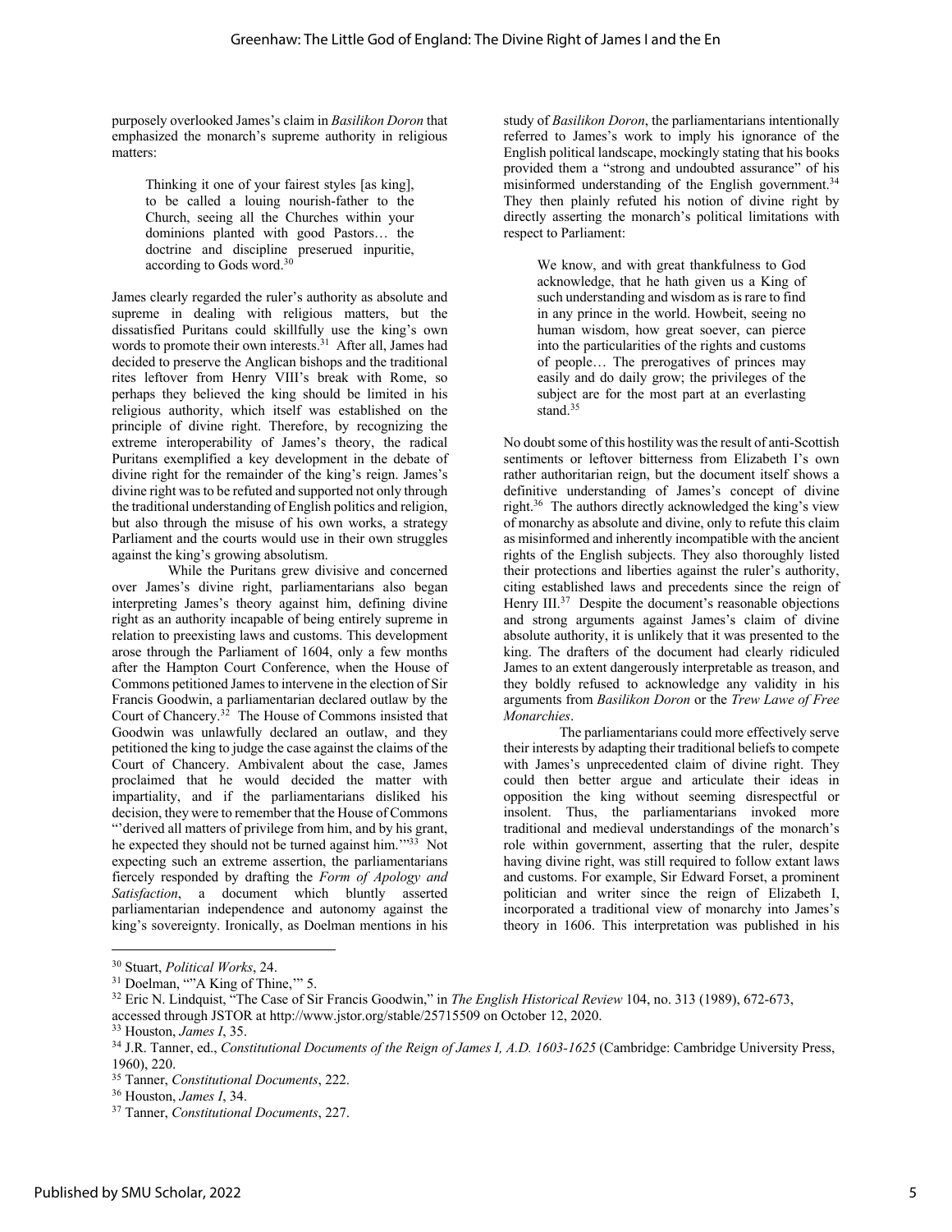purposely overlooked James's claim in *Basilikon Doron* that emphasized the monarch's supreme authority in religious matters:

> Thinking it one of your fairest styles [as king], to be called a louing nourish-father to the Church, seeing all the Churches within your dominions planted with good Pastors… the doctrine and discipline preserued inpuritie, according to Gods word.[30]

James clearly regarded the ruler's authority as absolute and supreme in dealing with religious matters, but the dissatisfied Puritans could skillfully use the king's own words to promote their own interests.[31] After all, James had decided to preserve the Anglican bishops and the traditional rites leftover from Henry VIII's break with Rome, so perhaps they believed the king should be limited in his religious authority, which itself was established on the principle of divine right. Therefore, by recognizing the extreme interoperability of James's theory, the radical Puritans exemplified a key development in the debate of divine right for the remainder of the king's reign. James's divine right was to be refuted and supported not only through the traditional understanding of English politics and religion, but also through the misuse of his own works, a strategy Parliament and the courts would use in their own struggles against the king's growing absolutism.

While the Puritans grew divisive and concerned over James's divine right, parliamentarians also began interpreting James's theory against him, defining divine right as an authority incapable of being entirely supreme in relation to preexisting laws and customs. This development arose through the Parliament of 1604, only a few months after the Hampton Court Conference, when the House of Commons petitioned James to intervene in the election of Sir Francis Goodwin, a parliamentarian declared outlaw by the Court of Chancery.[32] The House of Commons insisted that Goodwin was unlawfully declared an outlaw, and they petitioned the king to judge the case against the claims of the Court of Chancery. Ambivalent about the case, James proclaimed that he would decided the matter with impartiality, and if the parliamentarians disliked his decision, they were to remember that the House of Commons "'derived all matters of privilege from him, and by his grant, he expected they should not be turned against him.'"[33] Not expecting such an extreme assertion, the parliamentarians fiercely responded by drafting the *Form of Apology and Satisfaction*, a document which bluntly asserted parliamentarian independence and autonomy against the king's sovereignty. Ironically, as Doelman mentions in his study of *Basilikon Doron*, the parliamentarians intentionally referred to James's work to imply his ignorance of the English political landscape, mockingly stating that his books provided them a "strong and undoubted assurance" of his misinformed understanding of the English government.[34] They then plainly refuted his notion of divine right by directly asserting the monarch's political limitations with respect to Parliament:

> We know, and with great thankfulness to God acknowledge, that he hath given us a King of such understanding and wisdom as is rare to find in any prince in the world. Howbeit, seeing no human wisdom, how great soever, can pierce into the particularities of the rights and customs of people… The prerogatives of princes may easily and do daily grow; the privileges of the subject are for the most part at an everlasting stand.[35]

No doubt some of this hostility was the result of anti-Scottish sentiments or leftover bitterness from Elizabeth I's own rather authoritarian reign, but the document itself shows a definitive understanding of James's concept of divine right.[36] The authors directly acknowledged the king's view of monarchy as absolute and divine, only to refute this claim as misinformed and inherently incompatible with the ancient rights of the English subjects. They also thoroughly listed their protections and liberties against the ruler's authority, citing established laws and precedents since the reign of Henry III.[37] Despite the document's reasonable objections and strong arguments against James's claim of divine absolute authority, it is unlikely that it was presented to the king. The drafters of the document had clearly ridiculed James to an extent dangerously interpretable as treason, and they boldly refused to acknowledge any validity in his arguments from *Basilikon Doron* or the *Trew Lawe of Free Monarchies*.

The parliamentarians could more effectively serve their interests by adapting their traditional beliefs to compete with James's unprecedented claim of divine right. They could then better argue and articulate their ideas in opposition the king without seeming disrespectful or insolent. Thus, the parliamentarians invoked more traditional and medieval understandings of the monarch's role within government, asserting that the ruler, despite having divine right, was still required to follow extant laws and customs. For example, Sir Edward Forset, a prominent politician and writer since the reign of Elizabeth I, incorporated a traditional view of monarchy into James's theory in 1606. This interpretation was published in his

---

[30] Stuart, *Political Works*, 24.

[31] Doelman, "'A King of Thine,'" 5.

[32] Eric N. Lindquist, "The Case of Sir Francis Goodwin," in *The English Historical Review* 104, no. 313 (1989), 672-673, accessed through JSTOR at http://www.jstor.org/stable/25715509 on October 12, 2020.

[33] Houston, *James I*, 35.

[34] J.R. Tanner, ed., *Constitutional Documents of the Reign of James I, A.D. 1603-1625* (Cambridge: Cambridge University Press, 1960), 220.

[35] Tanner, *Constitutional Documents*, 222.

[36] Houston, *James I*, 34.

[37] Tanner, *Constitutional Documents*, 227.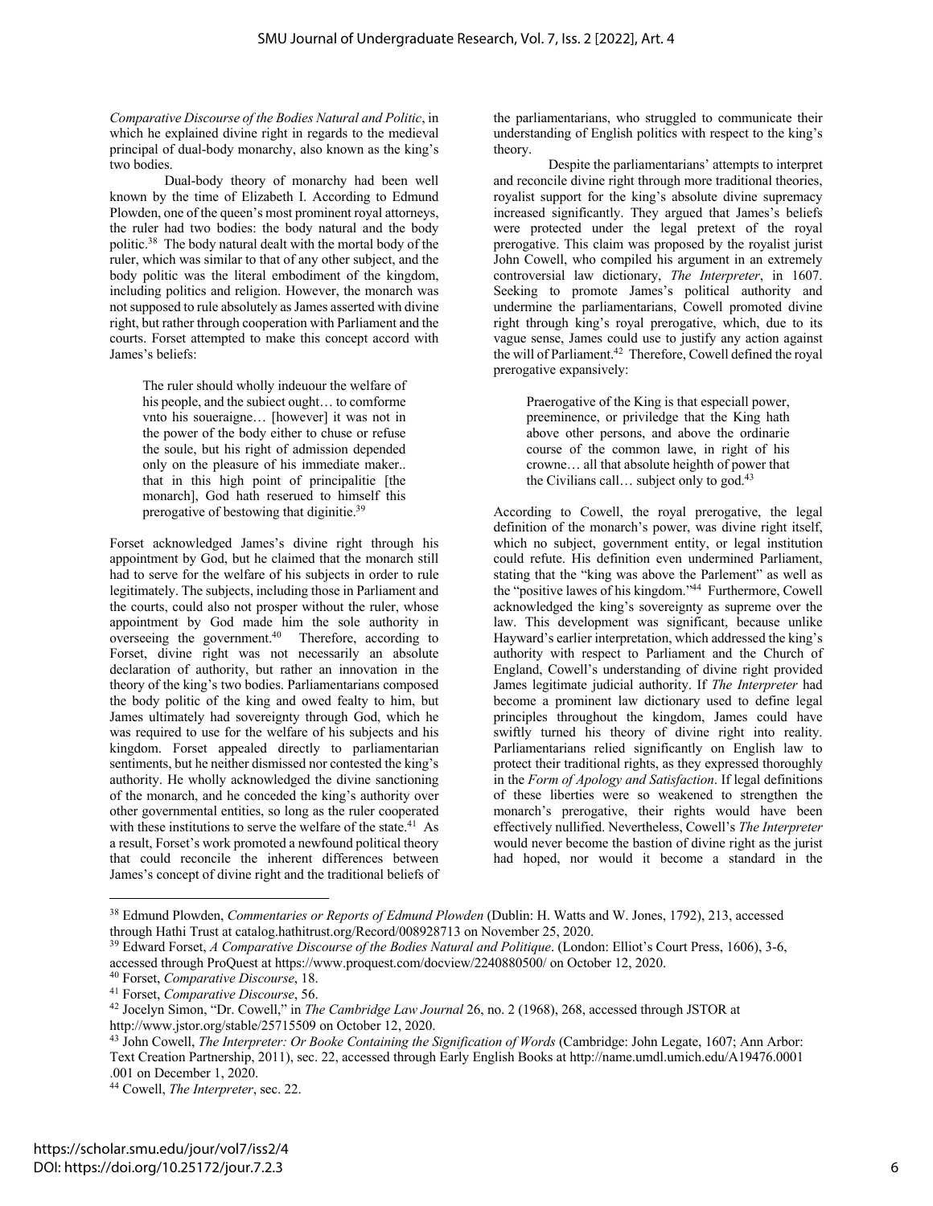*Comparative Discourse of the Bodies Natural and Politic*, in which he explained divine right in regards to the medieval principal of dual-body monarchy, also known as the king's two bodies.

Dual-body theory of monarchy had been well known by the time of Elizabeth I. According to Edmund Plowden, one of the queen's most prominent royal attorneys, the ruler had two bodies: the body natural and the body politic.[38] The body natural dealt with the mortal body of the ruler, which was similar to that of any other subject, and the body politic was the literal embodiment of the kingdom, including politics and religion. However, the monarch was not supposed to rule absolutely as James asserted with divine right, but rather through cooperation with Parliament and the courts. Forset attempted to make this concept accord with James's beliefs:

> The ruler should wholly indeuour the welfare of his people, and the subiect ought… to comforme vnto his soueraigne… [however] it was not in the power of the body either to chuse or refuse the soule, but his right of admission depended only on the pleasure of his immediate maker.. that in this high point of principalitie [the monarch], God hath reserued to himself this prerogative of bestowing that diginitie.[39]

Forset acknowledged James's divine right through his appointment by God, but he claimed that the monarch still had to serve for the welfare of his subjects in order to rule legitimately. The subjects, including those in Parliament and the courts, could also not prosper without the ruler, whose appointment by God made him the sole authority in overseeing the government.[40] Therefore, according to Forset, divine right was not necessarily an absolute declaration of authority, but rather an innovation in the theory of the king's two bodies. Parliamentarians composed the body politic of the king and owed fealty to him, but James ultimately had sovereignty through God, which he was required to use for the welfare of his subjects and his kingdom. Forset appealed directly to parliamentarian sentiments, but he neither dismissed nor contested the king's authority. He wholly acknowledged the divine sanctioning of the monarch, and he conceded the king's authority over other governmental entities, so long as the ruler cooperated with these institutions to serve the welfare of the state.[41] As a result, Forset's work promoted a newfound political theory that could reconcile the inherent differences between James's concept of divine right and the traditional beliefs of the parliamentarians, who struggled to communicate their understanding of English politics with respect to the king's theory.

Despite the parliamentarians' attempts to interpret and reconcile divine right through more traditional theories, royalist support for the king's absolute divine supremacy increased significantly. They argued that James's beliefs were protected under the legal pretext of the royal prerogative. This claim was proposed by the royalist jurist John Cowell, who compiled his argument in an extremely controversial law dictionary, *The Interpreter*, in 1607. Seeking to promote James's political authority and undermine the parliamentarians, Cowell promoted divine right through king's royal prerogative, which, due to its vague sense, James could use to justify any action against the will of Parliament.[42] Therefore, Cowell defined the royal prerogative expansively:

> Praerogative of the King is that especiall power, preeminence, or priviledge that the King hath above other persons, and above the ordinarie course of the common lawe, in right of his crowne… all that absolute heighth of power that the Civilians call… subject only to god.[43]

According to Cowell, the royal prerogative, the legal definition of the monarch's power, was divine right itself, which no subject, government entity, or legal institution could refute. His definition even undermined Parliament, stating that the "king was above the Parlement" as well as the "positive lawes of his kingdom."[44] Furthermore, Cowell acknowledged the king's sovereignty as supreme over the law. This development was significant, because unlike Hayward's earlier interpretation, which addressed the king's authority with respect to Parliament and the Church of England, Cowell's understanding of divine right provided James legitimate judicial authority. If *The Interpreter* had become a prominent law dictionary used to define legal principles throughout the kingdom, James could have swiftly turned his theory of divine right into reality. Parliamentarians relied significantly on English law to protect their traditional rights, as they expressed thoroughly in the *Form of Apology and Satisfaction*. If legal definitions of these liberties were so weakened to strengthen the monarch's prerogative, their rights would have been effectively nullified. Nevertheless, Cowell's *The Interpreter* would never become the bastion of divine right as the jurist had hoped, nor would it become a standard in the

---

[38] Edmund Plowden, *Commentaries or Reports of Edmund Plowden* (Dublin: H. Watts and W. Jones, 1792), 213, accessed through Hathi Trust at catalog.hathitrust.org/Record/008928713 on November 25, 2020.

[39] Edward Forset, *A Comparative Discourse of the Bodies Natural and Politique*. (London: Elliot's Court Press, 1606), 3-6, accessed through ProQuest at https://www.proquest.com/docview/2240880500/ on October 12, 2020.

[40] Forset, *Comparative Discourse*, 18.

[41] Forset, *Comparative Discourse*, 56.

[42] Jocelyn Simon, "Dr. Cowell," in *The Cambridge Law Journal* 26, no. 2 (1968), 268, accessed through JSTOR at http://www.jstor.org/stable/25715509 on October 12, 2020.

[43] John Cowell, *The Interpreter: Or Booke Containing the Signification of Words* (Cambridge: John Legate, 1607; Ann Arbor: Text Creation Partnership, 2011), sec. 22, accessed through Early English Books at http://name.umdl.umich.edu/A19476.0001.001 on December 1, 2020.

[44] Cowell, *The Interpreter*, sec. 22.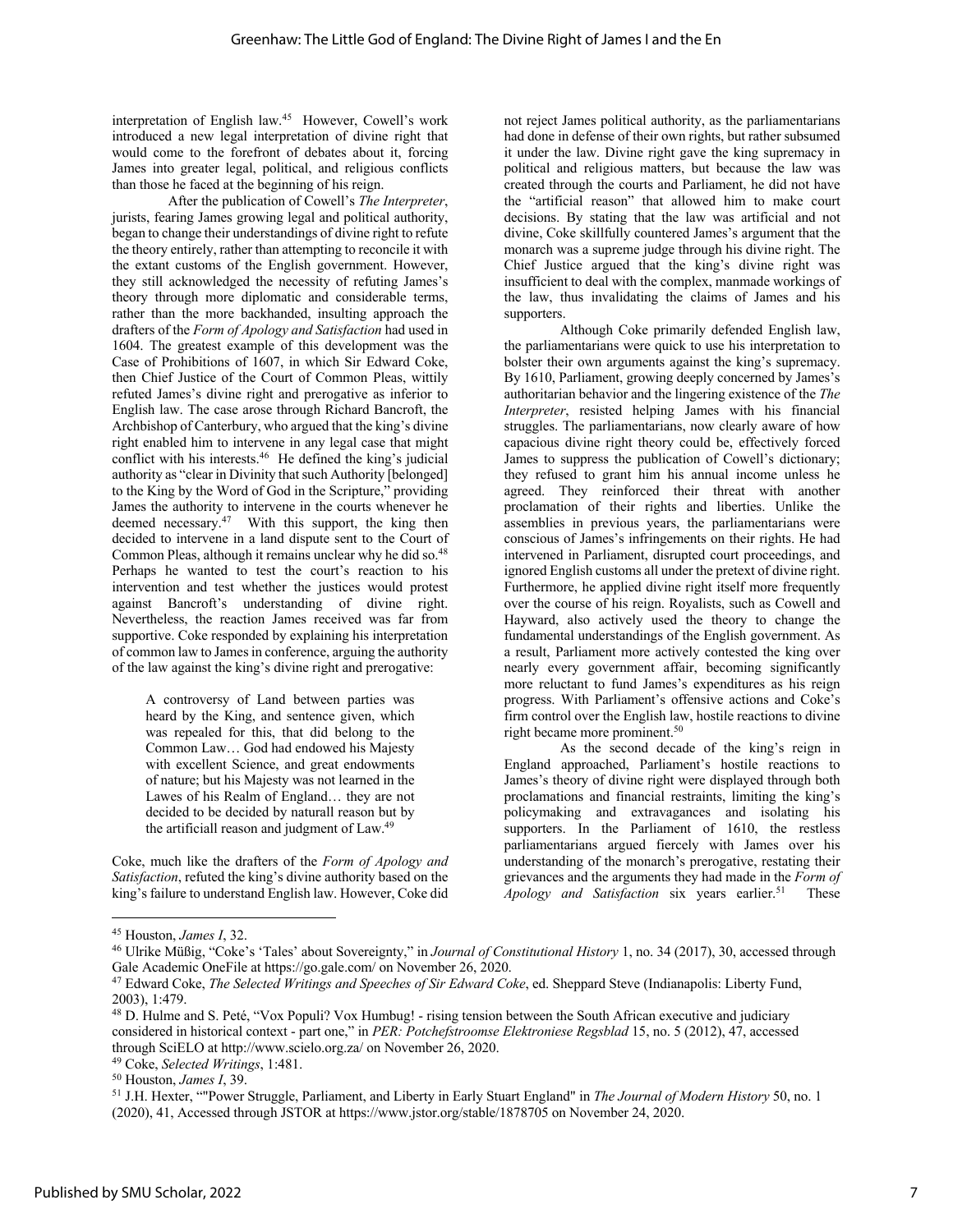interpretation of English law.[45] However, Cowell's work introduced a new legal interpretation of divine right that would come to the forefront of debates about it, forcing James into greater legal, political, and religious conflicts than those he faced at the beginning of his reign.

After the publication of Cowell's *The Interpreter*, jurists, fearing James growing legal and political authority, began to change their understandings of divine right to refute the theory entirely, rather than attempting to reconcile it with the extant customs of the English government. However, they still acknowledged the necessity of refuting James's theory through more diplomatic and considerable terms, rather than the more backhanded, insulting approach the drafters of the *Form of Apology and Satisfaction* had used in 1604. The greatest example of this development was the Case of Prohibitions of 1607, in which Sir Edward Coke, then Chief Justice of the Court of Common Pleas, wittily refuted James's divine right and prerogative as inferior to English law. The case arose through Richard Bancroft, the Archbishop of Canterbury, who argued that the king's divine right enabled him to intervene in any legal case that might conflict with his interests.[46] He defined the king's judicial authority as "clear in Divinity that such Authority [belonged] to the King by the Word of God in the Scripture," providing James the authority to intervene in the courts whenever he deemed necessary.[47] With this support, the king then decided to intervene in a land dispute sent to the Court of Common Pleas, although it remains unclear why he did so.[48] Perhaps he wanted to test the court's reaction to his intervention and test whether the justices would protest against Bancroft's understanding of divine right. Nevertheless, the reaction James received was far from supportive. Coke responded by explaining his interpretation of common law to James in conference, arguing the authority of the law against the king's divine right and prerogative:

> A controversy of Land between parties was heard by the King, and sentence given, which was repealed for this, that did belong to the Common Law… God had endowed his Majesty with excellent Science, and great endowments of nature; but his Majesty was not learned in the Lawes of his Realm of England… they are not decided to be decided by naturall reason but by the artificiall reason and judgment of Law.[49]

Coke, much like the drafters of the *Form of Apology and Satisfaction*, refuted the king's divine authority based on the king's failure to understand English law. However, Coke did not reject James political authority, as the parliamentarians had done in defense of their own rights, but rather subsumed it under the law. Divine right gave the king supremacy in political and religious matters, but because the law was created through the courts and Parliament, he did not have the "artificial reason" that allowed him to make court decisions. By stating that the law was artificial and not divine, Coke skillfully countered James's argument that the monarch was a supreme judge through his divine right. The Chief Justice argued that the king's divine right was insufficient to deal with the complex, manmade workings of the law, thus invalidating the claims of James and his supporters.

Although Coke primarily defended English law, the parliamentarians were quick to use his interpretation to bolster their own arguments against the king's supremacy. By 1610, Parliament, growing deeply concerned by James's authoritarian behavior and the lingering existence of the *The Interpreter*, resisted helping James with his financial struggles. The parliamentarians, now clearly aware of how capacious divine right theory could be, effectively forced James to suppress the publication of Cowell's dictionary; they refused to grant him his annual income unless he agreed. They reinforced their threat with another proclamation of their rights and liberties. Unlike the assemblies in previous years, the parliamentarians were conscious of James's infringements on their rights. He had intervened in Parliament, disrupted court proceedings, and ignored English customs all under the pretext of divine right. Furthermore, he applied divine right itself more frequently over the course of his reign. Royalists, such as Cowell and Hayward, also actively used the theory to change the fundamental understandings of the English government. As a result, Parliament more actively contested the king over nearly every government affair, becoming significantly more reluctant to fund James's expenditures as his reign progress. With Parliament's offensive actions and Coke's firm control over the English law, hostile reactions to divine right became more prominent.[50]

As the second decade of the king's reign in England approached, Parliament's hostile reactions to James's theory of divine right were displayed through both proclamations and financial restraints, limiting the king's policymaking and extravagances and isolating his supporters. In the Parliament of 1610, the restless parliamentarians argued fiercely with James over his understanding of the monarch's prerogative, restating their grievances and the arguments they had made in the *Form of Apology and Satisfaction* six years earlier.[51] These

---

[45] Houston, *James I*, 32.

[46] Ulrike Müßig, "Coke's 'Tales' about Sovereignty," in *Journal of Constitutional History* 1, no. 34 (2017), 30, accessed through Gale Academic OneFile at https://go.gale.com/ on November 26, 2020.

[47] Edward Coke, *The Selected Writings and Speeches of Sir Edward Coke*, ed. Sheppard Steve (Indianapolis: Liberty Fund, 2003), 1:479.

[48] D. Hulme and S. Peté, "Vox Populi? Vox Humbug! - rising tension between the South African executive and judiciary considered in historical context - part one," in *PER: Potchefstroomse Elektroniese Regsblad* 15, no. 5 (2012), 47, accessed through SciELO at http://www.scielo.org.za/ on November 26, 2020.

[49] Coke, *Selected Writings*, 1:481.

[50] Houston, *James I*, 39.

[51] J.H. Hexter, ""Power Struggle, Parliament, and Liberty in Early Stuart England" in *The Journal of Modern History* 50, no. 1 (2020), 41, Accessed through JSTOR at https://www.jstor.org/stable/1878705 on November 24, 2020.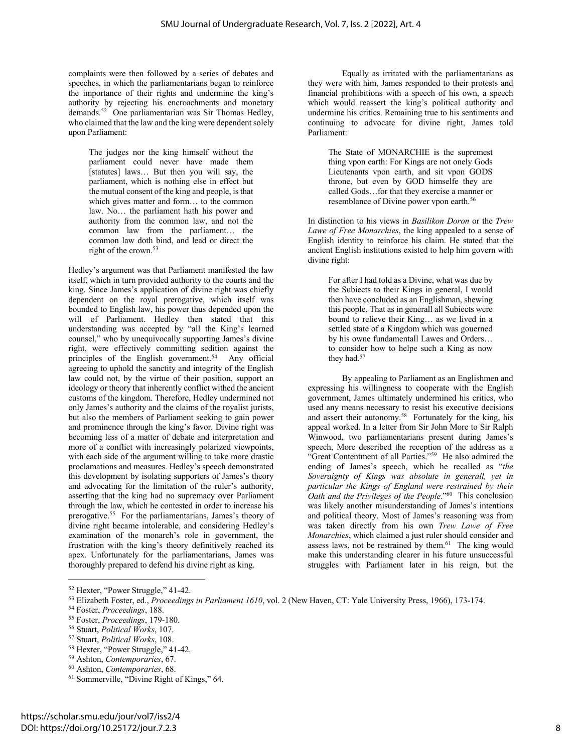complaints were then followed by a series of debates and speeches, in which the parliamentarians began to reinforce the importance of their rights and undermine the king's authority by rejecting his encroachments and monetary demands.[52] One parliamentarian was Sir Thomas Hedley, who claimed that the law and the king were dependent solely upon Parliament:

> The judges nor the king himself without the parliament could never have made them [statutes] laws… But then you will say, the parliament, which is nothing else in effect but the mutual consent of the king and people, is that which gives matter and form… to the common law. No… the parliament hath his power and authority from the common law, and not the common law from the parliament… the common law doth bind, and lead or direct the right of the crown.[53]

Hedley's argument was that Parliament manifested the law itself, which in turn provided authority to the courts and the king. Since James's application of divine right was chiefly dependent on the royal prerogative, which itself was bounded to English law, his power thus depended upon the will of Parliament. Hedley then stated that this understanding was accepted by "all the King's learned counsel," who by unequivocally supporting James's divine right, were effectively committing sedition against the principles of the English government.[54] Any official agreeing to uphold the sanctity and integrity of the English law could not, by the virtue of their position, support an ideology or theory that inherently conflict withed the ancient customs of the kingdom. Therefore, Hedley undermined not only James's authority and the claims of the royalist jurists, but also the members of Parliament seeking to gain power and prominence through the king's favor. Divine right was becoming less of a matter of debate and interpretation and more of a conflict with increasingly polarized viewpoints, with each side of the argument willing to take more drastic proclamations and measures. Hedley's speech demonstrated this development by isolating supporters of James's theory and advocating for the limitation of the ruler's authority, asserting that the king had no supremacy over Parliament through the law, which he contested in order to increase his prerogative.[55] For the parliamentarians, James's theory of divine right became intolerable, and considering Hedley's examination of the monarch's role in government, the frustration with the king's theory definitively reached its apex. Unfortunately for the parliamentarians, James was thoroughly prepared to defend his divine right as king.

Equally as irritated with the parliamentarians as they were with him, James responded to their protests and financial prohibitions with a speech of his own, a speech which would reassert the king's political authority and undermine his critics. Remaining true to his sentiments and continuing to advocate for divine right, James told Parliament:

> The State of MONARCHIE is the supremest thing vpon earth: For Kings are not onely Gods Lieutenants vpon earth, and sit vpon GODS throne, but even by GOD himselfe they are called Gods…for that they exercise a manner or resemblance of Divine power vpon earth.[56]

In distinction to his views in *Basilikon Doron* or the *Trew Lawe of Free Monarchies*, the king appealed to a sense of English identity to reinforce his claim. He stated that the ancient English institutions existed to help him govern with divine right:

> For after I had told as a Divine, what was due by the Subiects to their Kings in general, I would then have concluded as an Englishman, shewing this people, That as in generall all Subiects were bound to relieve their King… as we lived in a settled state of a Kingdom which was gouerned by his owne fundamentall Lawes and Orders… to consider how to helpe such a King as now they had.[57]

By appealing to Parliament as an Englishmen and expressing his willingness to cooperate with the English government, James ultimately undermined his critics, who used any means necessary to resist his executive decisions and assert their autonomy.[58] Fortunately for the king, his appeal worked. In a letter from Sir John More to Sir Ralph Winwood, two parliamentarians present during James's speech, More described the reception of the address as a "Great Contentment of all Parties."[59] He also admired the ending of James's speech, which he recalled as "*the Soveraignty of Kings was absolute in generall, yet in particular the Kings of England were restrained by their Oath and the Privileges of the People*."[60] This conclusion was likely another misunderstanding of James's intentions and political theory. Most of James's reasoning was from was taken directly from his own *Trew Lawe of Free Monarchies*, which claimed a just ruler should consider and assess laws, not be restrained by them.[61] The king would make this understanding clearer in his future unsuccessful struggles with Parliament later in his reign, but the

---

[52] Hexter, "Power Struggle," 41-42.

[53] Elizabeth Foster, ed., *Proceedings in Parliament 1610*, vol. 2 (New Haven, CT: Yale University Press, 1966), 173-174.

[54] Foster, *Proceedings*, 188.

[55] Foster, *Proceedings*, 179-180.

[56] Stuart, *Political Works*, 107.

[57] Stuart, *Political Works*, 108.

[58] Hexter, "Power Struggle," 41-42.

[59] Ashton, *Contemporaries*, 67.

[60] Ashton, *Contemporaries*, 68.

[61] Sommerville, "Divine Right of Kings," 64.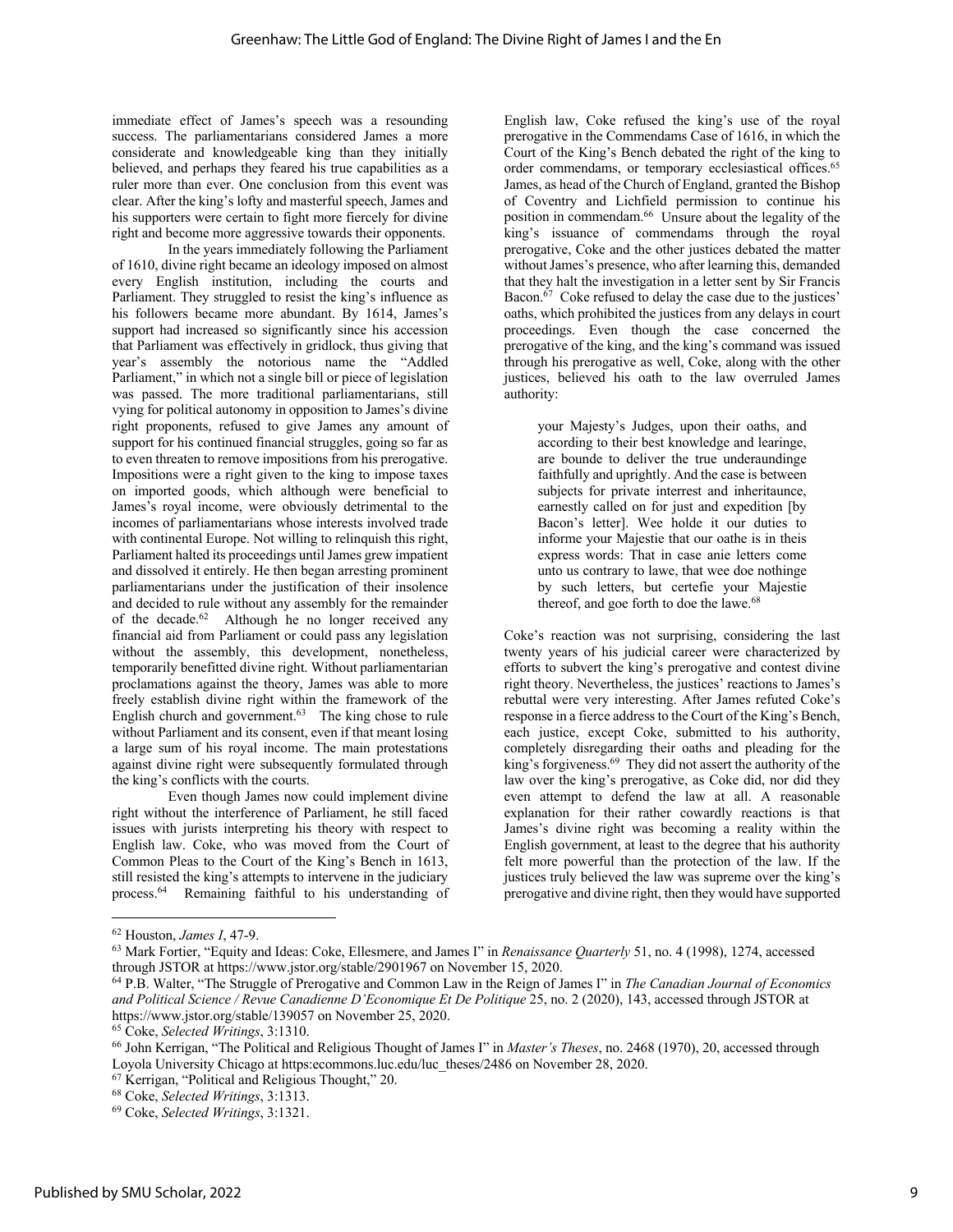immediate effect of James's speech was a resounding success. The parliamentarians considered James a more considerate and knowledgeable king than they initially believed, and perhaps they feared his true capabilities as a ruler more than ever. One conclusion from this event was clear. After the king's lofty and masterful speech, James and his supporters were certain to fight more fiercely for divine right and become more aggressive towards their opponents.

In the years immediately following the Parliament of 1610, divine right became an ideology imposed on almost every English institution, including the courts and Parliament. They struggled to resist the king's influence as his followers became more abundant. By 1614, James's support had increased so significantly since his accession that Parliament was effectively in gridlock, thus giving that year's assembly the notorious name the "Addled Parliament," in which not a single bill or piece of legislation was passed. The more traditional parliamentarians, still vying for political autonomy in opposition to James's divine right proponents, refused to give James any amount of support for his continued financial struggles, going so far as to even threaten to remove impositions from his prerogative. Impositions were a right given to the king to impose taxes on imported goods, which although were beneficial to James's royal income, were obviously detrimental to the incomes of parliamentarians whose interests involved trade with continental Europe. Not willing to relinquish this right, Parliament halted its proceedings until James grew impatient and dissolved it entirely. He then began arresting prominent parliamentarians under the justification of their insolence and decided to rule without any assembly for the remainder of the decade.[62] Although he no longer received any financial aid from Parliament or could pass any legislation without the assembly, this development, nonetheless, temporarily benefitted divine right. Without parliamentarian proclamations against the theory, James was able to more freely establish divine right within the framework of the English church and government.[63] The king chose to rule without Parliament and its consent, even if that meant losing a large sum of his royal income. The main protestations against divine right were subsequently formulated through the king's conflicts with the courts.

Even though James now could implement divine right without the interference of Parliament, he still faced issues with jurists interpreting his theory with respect to English law. Coke, who was moved from the Court of Common Pleas to the Court of the King's Bench in 1613, still resisted the king's attempts to intervene in the judiciary process.[64] Remaining faithful to his understanding of English law, Coke refused the king's use of the royal prerogative in the Commendams Case of 1616, in which the Court of the King's Bench debated the right of the king to order commendams, or temporary ecclesiastical offices.[65] James, as head of the Church of England, granted the Bishop of Coventry and Lichfield permission to continue his position in commendam.[66] Unsure about the legality of the king's issuance of commendams through the royal prerogative, Coke and the other justices debated the matter without James's presence, who after learning this, demanded that they halt the investigation in a letter sent by Sir Francis Bacon.[67] Coke refused to delay the case due to the justices' oaths, which prohibited the justices from any delays in court proceedings. Even though the case concerned the prerogative of the king, and the king's command was issued through his prerogative as well, Coke, along with the other justices, believed his oath to the law overruled James authority:

> your Majesty's Judges, upon their oaths, and according to their best knowledge and learinge, are bounde to deliver the true underaundinge faithfully and uprightly. And the case is between subjects for private interrest and inheritaunce, earnestly called on for just and expedition [by Bacon's letter]. Wee holde it our duties to informe your Majestie that our oathe is in theis express words: That in case anie letters come unto us contrary to lawe, that wee doe nothinge by such letters, but certefie your Majestie thereof, and goe forth to doe the lawe.[68]

Coke's reaction was not surprising, considering the last twenty years of his judicial career were characterized by efforts to subvert the king's prerogative and contest divine right theory. Nevertheless, the justices' reactions to James's rebuttal were very interesting. After James refuted Coke's response in a fierce address to the Court of the King's Bench, each justice, except Coke, submitted to his authority, completely disregarding their oaths and pleading for the king's forgiveness.[69] They did not assert the authority of the law over the king's prerogative, as Coke did, nor did they even attempt to defend the law at all. A reasonable explanation for their rather cowardly reactions is that James's divine right was becoming a reality within the English government, at least to the degree that his authority felt more powerful than the protection of the law. If the justices truly believed the law was supreme over the king's prerogative and divine right, then they would have supported

---

[62] Houston, *James I*, 47-9.

[63] Mark Fortier, "Equity and Ideas: Coke, Ellesmere, and James I" in *Renaissance Quarterly* 51, no. 4 (1998), 1274, accessed through JSTOR at https://www.jstor.org/stable/2901967 on November 15, 2020.

[64] P.B. Walter, "The Struggle of Prerogative and Common Law in the Reign of James I" in *The Canadian Journal of Economics and Political Science / Revue Canadienne D'Economique Et De Politique* 25, no. 2 (2020), 143, accessed through JSTOR at https://www.jstor.org/stable/139057 on November 25, 2020.

[65] Coke, *Selected Writings*, 3:1310.

[66] John Kerrigan, "The Political and Religious Thought of James I" in *Master's Theses*, no. 2468 (1970), 20, accessed through Loyola University Chicago at https:ecommons.luc.edu/luc_theses/2486 on November 28, 2020.

[67] Kerrigan, "Political and Religious Thought," 20.

[68] Coke, *Selected Writings*, 3:1313.

[69] Coke, *Selected Writings*, 3:1321.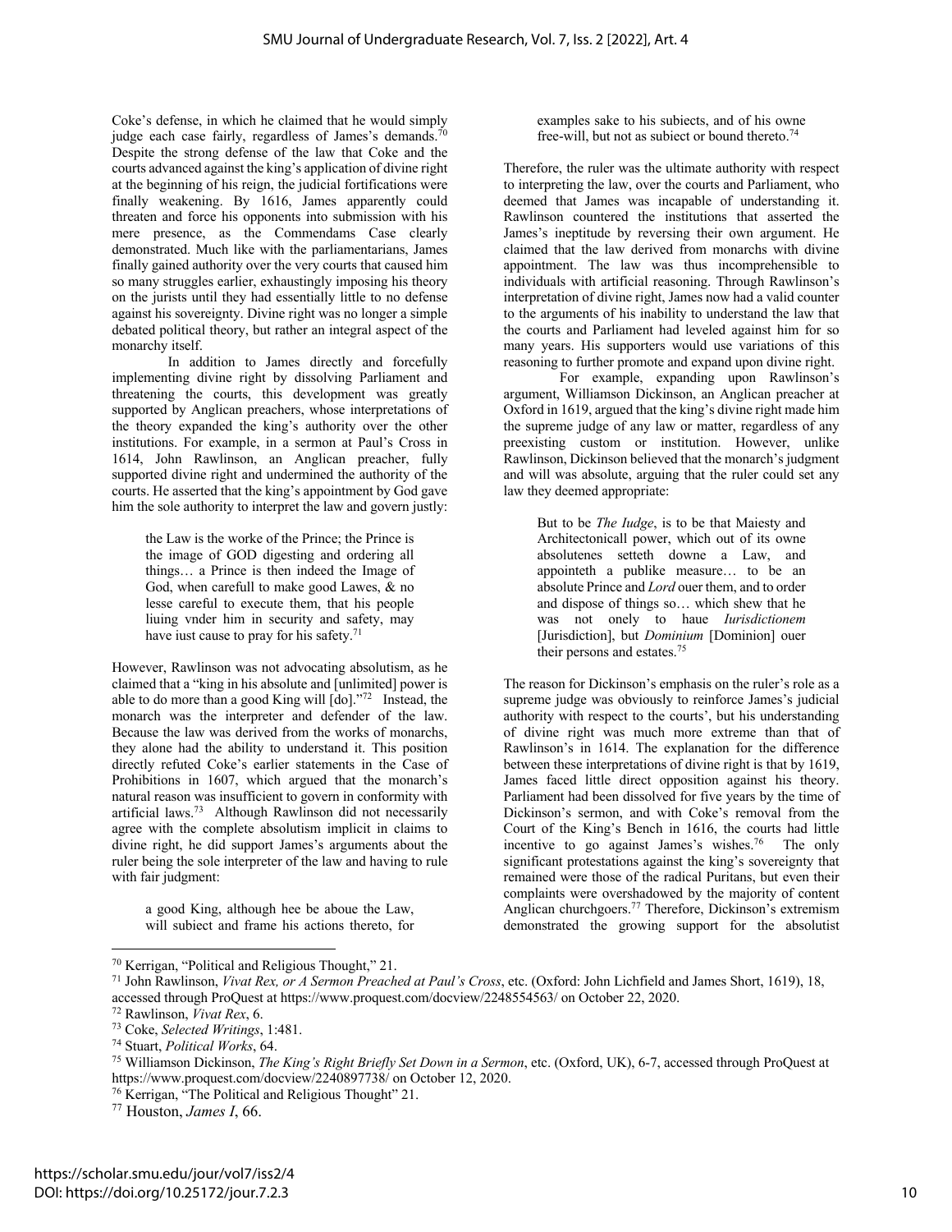Coke's defense, in which he claimed that he would simply judge each case fairly, regardless of James's demands.[70] Despite the strong defense of the law that Coke and the courts advanced against the king's application of divine right at the beginning of his reign, the judicial fortifications were finally weakening. By 1616, James apparently could threaten and force his opponents into submission with his mere presence, as the Commendams Case clearly demonstrated. Much like with the parliamentarians, James finally gained authority over the very courts that caused him so many struggles earlier, exhaustingly imposing his theory on the jurists until they had essentially little to no defense against his sovereignty. Divine right was no longer a simple debated political theory, but rather an integral aspect of the monarchy itself.

In addition to James directly and forcefully implementing divine right by dissolving Parliament and threatening the courts, this development was greatly supported by Anglican preachers, whose interpretations of the theory expanded the king's authority over the other institutions. For example, in a sermon at Paul's Cross in 1614, John Rawlinson, an Anglican preacher, fully supported divine right and undermined the authority of the courts. He asserted that the king's appointment by God gave him the sole authority to interpret the law and govern justly:

> the Law is the worke of the Prince; the Prince is the image of GOD digesting and ordering all things… a Prince is then indeed the Image of God, when carefull to make good Lawes, & no lesse careful to execute them, that his people liuing vnder him in security and safety, may have iust cause to pray for his safety.[71]

However, Rawlinson was not advocating absolutism, as he claimed that a "king in his absolute and [unlimited] power is able to do more than a good King will [do]."[72] Instead, the monarch was the interpreter and defender of the law. Because the law was derived from the works of monarchs, they alone had the ability to understand it. This position directly refuted Coke's earlier statements in the Case of Prohibitions in 1607, which argued that the monarch's natural reason was insufficient to govern in conformity with artificial laws.[73] Although Rawlinson did not necessarily agree with the complete absolutism implicit in claims to divine right, he did support James's arguments about the ruler being the sole interpreter of the law and having to rule with fair judgment:

> a good King, although hee be aboue the Law, will subiect and frame his actions thereto, for examples sake to his subiects, and of his owne free-will, but not as subiect or bound thereto.[74]

Therefore, the ruler was the ultimate authority with respect to interpreting the law, over the courts and Parliament, who deemed that James was incapable of understanding it. Rawlinson countered the institutions that asserted the James's ineptitude by reversing their own argument. He claimed that the law derived from monarchs with divine appointment. The law was thus incomprehensible to individuals with artificial reasoning. Through Rawlinson's interpretation of divine right, James now had a valid counter to the arguments of his inability to understand the law that the courts and Parliament had leveled against him for so many years. His supporters would use variations of this reasoning to further promote and expand upon divine right.

For example, expanding upon Rawlinson's argument, Williamson Dickinson, an Anglican preacher at Oxford in 1619, argued that the king's divine right made him the supreme judge of any law or matter, regardless of any preexisting custom or institution. However, unlike Rawlinson, Dickinson believed that the monarch's judgment and will was absolute, arguing that the ruler could set any law they deemed appropriate:

> But to be *The Iudge*, is to be that Maiesty and Architectonicall power, which out of its owne absolutenes setteth downe a Law, and appointeth a publike measure… to be an absolute Prince and *Lord* ouer them, and to order and dispose of things so… which shew that he was not onely to haue *Iurisdictionem* [Jurisdiction], but *Dominium* [Dominion] ouer their persons and estates.[75]

The reason for Dickinson's emphasis on the ruler's role as a supreme judge was obviously to reinforce James's judicial authority with respect to the courts', but his understanding of divine right was much more extreme than that of Rawlinson's in 1614. The explanation for the difference between these interpretations of divine right is that by 1619, James faced little direct opposition against his theory. Parliament had been dissolved for five years by the time of Dickinson's sermon, and with Coke's removal from the Court of the King's Bench in 1616, the courts had little incentive to go against James's wishes.[76] The only significant protestations against the king's sovereignty that remained were those of the radical Puritans, but even their complaints were overshadowed by the majority of content Anglican churchgoers.[77] Therefore, Dickinson's extremism demonstrated the growing support for the absolutist

---

[70] Kerrigan, "Political and Religious Thought," 21.

[71] John Rawlinson, *Vivat Rex, or A Sermon Preached at Paul's Cross*, etc. (Oxford: John Lichfield and James Short, 1619), 18, accessed through ProQuest at https://www.proquest.com/docview/2248554563/ on October 22, 2020.

[72] Rawlinson, *Vivat Rex*, 6.

[73] Coke, *Selected Writings*, 1:481.

[74] Stuart, *Political Works*, 64.

[75] Williamson Dickinson, *The King's Right Briefly Set Down in a Sermon*, etc. (Oxford, UK), 6-7, accessed through ProQuest at https://www.proquest.com/docview/2240897738/ on October 12, 2020.

[76] Kerrigan, "The Political and Religious Thought" 21.

[77] Houston, *James I*, 66.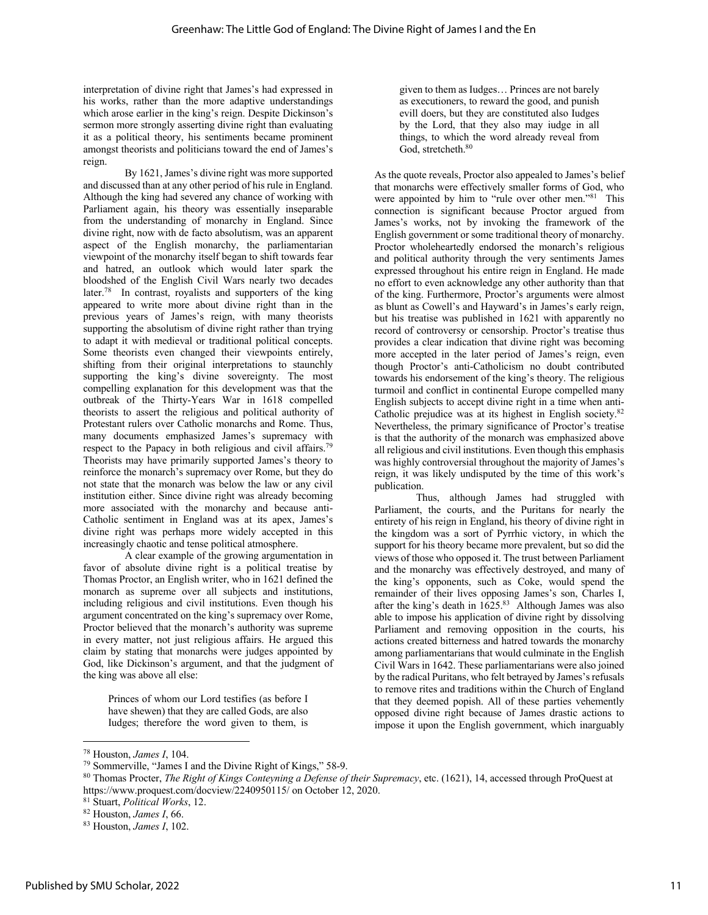interpretation of divine right that James's had expressed in his works, rather than the more adaptive understandings which arose earlier in the king's reign. Despite Dickinson's sermon more strongly asserting divine right than evaluating it as a political theory, his sentiments became prominent amongst theorists and politicians toward the end of James's reign.

By 1621, James's divine right was more supported and discussed than at any other period of his rule in England. Although the king had severed any chance of working with Parliament again, his theory was essentially inseparable from the understanding of monarchy in England. Since divine right, now with de facto absolutism, was an apparent aspect of the English monarchy, the parliamentarian viewpoint of the monarchy itself began to shift towards fear and hatred, an outlook which would later spark the bloodshed of the English Civil Wars nearly two decades later.[78] In contrast, royalists and supporters of the king appeared to write more about divine right than in the previous years of James's reign, with many theorists supporting the absolutism of divine right rather than trying to adapt it with medieval or traditional political concepts. Some theorists even changed their viewpoints entirely, shifting from their original interpretations to staunchly supporting the king's divine sovereignty. The most compelling explanation for this development was that the outbreak of the Thirty-Years War in 1618 compelled theorists to assert the religious and political authority of Protestant rulers over Catholic monarchs and Rome. Thus, many documents emphasized James's supremacy with respect to the Papacy in both religious and civil affairs.[79] Theorists may have primarily supported James's theory to reinforce the monarch's supremacy over Rome, but they do not state that the monarch was below the law or any civil institution either. Since divine right was already becoming more associated with the monarchy and because anti-Catholic sentiment in England was at its apex, James's divine right was perhaps more widely accepted in this increasingly chaotic and tense political atmosphere.

A clear example of the growing argumentation in favor of absolute divine right is a political treatise by Thomas Proctor, an English writer, who in 1621 defined the monarch as supreme over all subjects and institutions, including religious and civil institutions. Even though his argument concentrated on the king's supremacy over Rome, Proctor believed that the monarch's authority was supreme in every matter, not just religious affairs. He argued this claim by stating that monarchs were judges appointed by God, like Dickinson's argument, and that the judgment of the king was above all else:

> Princes of whom our Lord testifies (as before I have shewen) that they are called Gods, are also Iudges; therefore the word given to them, is given to them as Iudges… Princes are not barely as executioners, to reward the good, and punish evill doers, but they are constituted also Iudges by the Lord, that they also may iudge in all things, to which the word already reveal from God, stretcheth.[80]

As the quote reveals, Proctor also appealed to James's belief that monarchs were effectively smaller forms of God, who were appointed by him to "rule over other men."[81] This connection is significant because Proctor argued from James's works, not by invoking the framework of the English government or some traditional theory of monarchy. Proctor wholeheartedly endorsed the monarch's religious and political authority through the very sentiments James expressed throughout his entire reign in England. He made no effort to even acknowledge any other authority than that of the king. Furthermore, Proctor's arguments were almost as blunt as Cowell's and Hayward's in James's early reign, but his treatise was published in 1621 with apparently no record of controversy or censorship. Proctor's treatise thus provides a clear indication that divine right was becoming more accepted in the later period of James's reign, even though Proctor's anti-Catholicism no doubt contributed towards his endorsement of the king's theory. The religious turmoil and conflict in continental Europe compelled many English subjects to accept divine right in a time when anti-Catholic prejudice was at its highest in English society.[82] Nevertheless, the primary significance of Proctor's treatise is that the authority of the monarch was emphasized above all religious and civil institutions. Even though this emphasis was highly controversial throughout the majority of James's reign, it was likely undisputed by the time of this work's publication.

Thus, although James had struggled with Parliament, the courts, and the Puritans for nearly the entirety of his reign in England, his theory of divine right in the kingdom was a sort of Pyrrhic victory, in which the support for his theory became more prevalent, but so did the views of those who opposed it. The trust between Parliament and the monarchy was effectively destroyed, and many of the king's opponents, such as Coke, would spend the remainder of their lives opposing James's son, Charles I, after the king's death in 1625.[83] Although James was also able to impose his application of divine right by dissolving Parliament and removing opposition in the courts, his actions created bitterness and hatred towards the monarchy among parliamentarians that would culminate in the English Civil Wars in 1642. These parliamentarians were also joined by the radical Puritans, who felt betrayed by James's refusals to remove rites and traditions within the Church of England that they deemed popish. All of these parties vehemently opposed divine right because of James drastic actions to impose it upon the English government, which inarguably

---

[78] Houston, *James I*, 104.

[79] Sommerville, "James I and the Divine Right of Kings," 58-9.

[80] Thomas Procter, *The Right of Kings Conteyning a Defense of their Supremacy*, etc. (1621), 14, accessed through ProQuest at https://www.proquest.com/docview/2240950115/ on October 12, 2020.

[81] Stuart, *Political Works*, 12.

[82] Houston, *James I*, 66.

[83] Houston, *James I*, 102.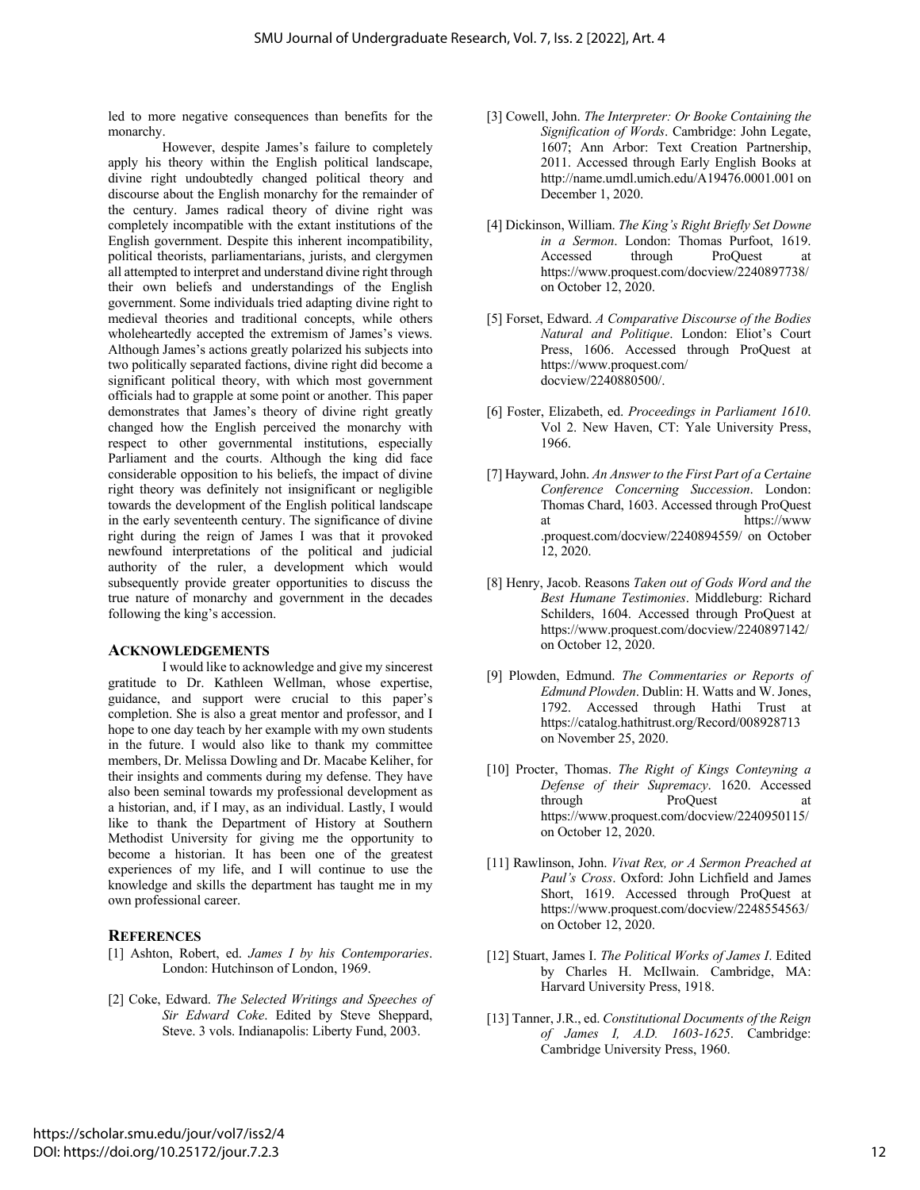led to more negative consequences than benefits for the monarchy.

However, despite James's failure to completely apply his theory within the English political landscape, divine right undoubtedly changed political theory and discourse about the English monarchy for the remainder of the century. James radical theory of divine right was completely incompatible with the extant institutions of the English government. Despite this inherent incompatibility, political theorists, parliamentarians, jurists, and clergymen all attempted to interpret and understand divine right through their own beliefs and understandings of the English government. Some individuals tried adapting divine right to medieval theories and traditional concepts, while others wholeheartedly accepted the extremism of James's views. Although James's actions greatly polarized his subjects into two politically separated factions, divine right did become a significant political theory, with which most government officials had to grapple at some point or another. This paper demonstrates that James's theory of divine right greatly changed how the English perceived the monarchy with respect to other governmental institutions, especially Parliament and the courts. Although the king did face considerable opposition to his beliefs, the impact of divine right theory was definitely not insignificant or negligible towards the development of the English political landscape in the early seventeenth century. The significance of divine right during the reign of James I was that it provoked newfound interpretations of the political and judicial authority of the ruler, a development which would subsequently provide greater opportunities to discuss the true nature of monarchy and government in the decades following the king's accession.

## Acknowledgements

I would like to acknowledge and give my sincerest gratitude to Dr. Kathleen Wellman, whose expertise, guidance, and support were crucial to this paper's completion. She is also a great mentor and professor, and I hope to one day teach by her example with my own students in the future. I would also like to thank my committee members, Dr. Melissa Dowling and Dr. Macabe Keliher, for their insights and comments during my defense. They have also been seminal towards my professional development as a historian, and, if I may, as an individual. Lastly, I would like to thank the Department of History at Southern Methodist University for giving me the opportunity to become a historian. It has been one of the greatest experiences of my life, and I will continue to use the knowledge and skills the department has taught me in my own professional career.

## References

[1] Ashton, Robert, ed. *James I by his Contemporaries*. London: Hutchinson of London, 1969.

[2] Coke, Edward. *The Selected Writings and Speeches of Sir Edward Coke*. Edited by Steve Sheppard, Steve. 3 vols. Indianapolis: Liberty Fund, 2003.

[3] Cowell, John. *The Interpreter: Or Booke Containing the Signification of Words*. Cambridge: John Legate, 1607; Ann Arbor: Text Creation Partnership, 2011. Accessed through Early English Books at http://name.umdl.umich.edu/A19476.0001.001 on December 1, 2020.

[4] Dickinson, William. *The King's Right Briefly Set Downe in a Sermon*. London: Thomas Purfoot, 1619. Accessed through ProQuest at https://www.proquest.com/docview/2240897738/ on October 12, 2020.

[5] Forset, Edward. *A Comparative Discourse of the Bodies Natural and Politique*. London: Eliot's Court Press, 1606. Accessed through ProQuest at https://www.proquest.com/docview/2240880500/.

[6] Foster, Elizabeth, ed. *Proceedings in Parliament 1610*. Vol 2. New Haven, CT: Yale University Press, 1966.

[7] Hayward, John. *An Answer to the First Part of a Certaine Conference Concerning Succession*. London: Thomas Chard, 1603. Accessed through ProQuest at https://www.proquest.com/docview/2240894559/ on October 12, 2020.

[8] Henry, Jacob. Reasons *Taken out of Gods Word and the Best Humane Testimonies*. Middleburg: Richard Schilders, 1604. Accessed through ProQuest at https://www.proquest.com/docview/2240897142/ on October 12, 2020.

[9] Plowden, Edmund. *The Commentaries or Reports of Edmund Plowden*. Dublin: H. Watts and W. Jones, 1792. Accessed through Hathi Trust at https://catalog.hathitrust.org/Record/008928713 on November 25, 2020.

[10] Procter, Thomas. *The Right of Kings Conteyning a Defense of their Supremacy*. 1620. Accessed through ProQuest at https://www.proquest.com/docview/2240950115/ on October 12, 2020.

[11] Rawlinson, John. *Vivat Rex, or A Sermon Preached at Paul's Cross*. Oxford: John Lichfield and James Short, 1619. Accessed through ProQuest at https://www.proquest.com/docview/2248554563/ on October 12, 2020.

[12] Stuart, James I. *The Political Works of James I*. Edited by Charles H. McIlwain. Cambridge, MA: Harvard University Press, 1918.

[13] Tanner, J.R., ed. *Constitutional Documents of the Reign of James I, A.D. 1603-1625*. Cambridge: Cambridge University Press, 1960.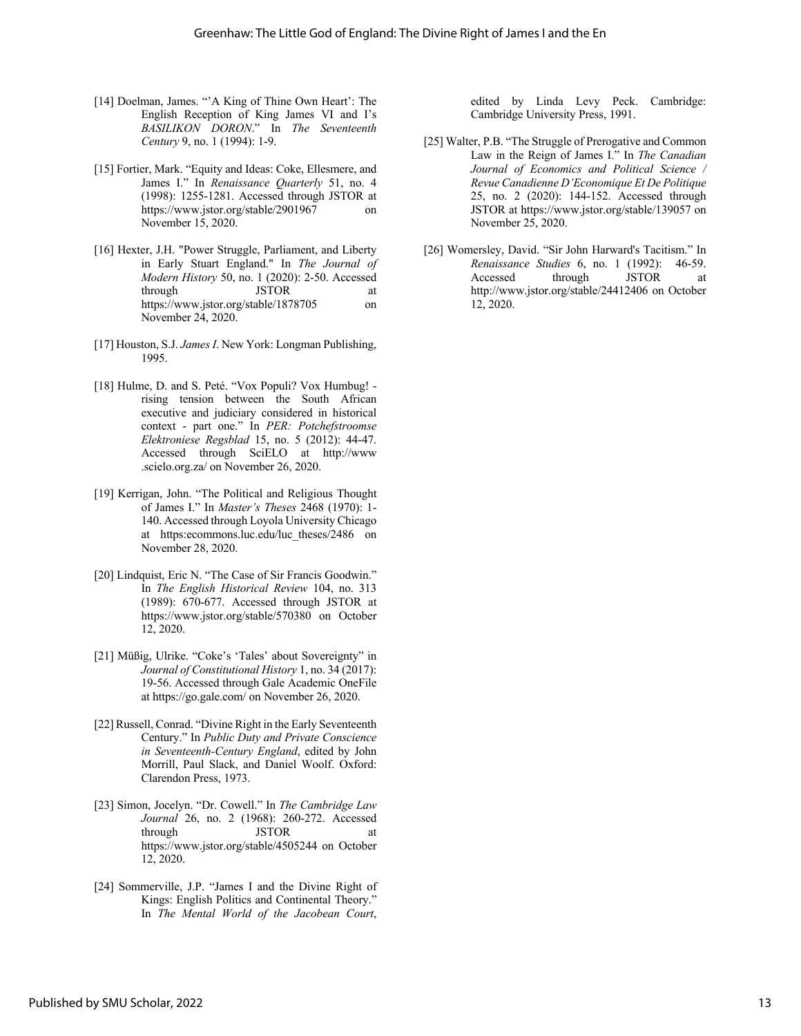[14] Doelman, James. "'A King of Thine Own Heart': The English Reception of King James VI and I's *BASILIKON DORON*." In *The Seventeenth Century* 9, no. 1 (1994): 1-9.

[15] Fortier, Mark. "Equity and Ideas: Coke, Ellesmere, and James I." In *Renaissance Quarterly* 51, no. 4 (1998): 1255-1281. Accessed through JSTOR at https://www.jstor.org/stable/2901967 on November 15, 2020.

[16] Hexter, J.H. "Power Struggle, Parliament, and Liberty in Early Stuart England." In *The Journal of Modern History* 50, no. 1 (2020): 2-50. Accessed through JSTOR at https://www.jstor.org/stable/1878705 on November 24, 2020.

[17] Houston, S.J. *James I*. New York: Longman Publishing, 1995.

[18] Hulme, D. and S. Peté. "Vox Populi? Vox Humbug! - rising tension between the South African executive and judiciary considered in historical context - part one." In *PER: Potchefstroomse Elektroniese Regsblad* 15, no. 5 (2012): 44-47. Accessed through SciELO at http://www .scielo.org.za/ on November 26, 2020.

[19] Kerrigan, John. "The Political and Religious Thought of James I." In *Master's Theses* 2468 (1970): 1-140. Accessed through Loyola University Chicago at https:ecommons.luc.edu/luc_theses/2486 on November 28, 2020.

[20] Lindquist, Eric N. "The Case of Sir Francis Goodwin." In *The English Historical Review* 104, no. 313 (1989): 670-677. Accessed through JSTOR at https://www.jstor.org/stable/570380 on October 12, 2020.

[21] Müßig, Ulrike. "Coke's 'Tales' about Sovereignty" in *Journal of Constitutional History* 1, no. 34 (2017): 19-56. Accessed through Gale Academic OneFile at https://go.gale.com/ on November 26, 2020.

[22] Russell, Conrad. "Divine Right in the Early Seventeenth Century." In *Public Duty and Private Conscience in Seventeenth-Century England*, edited by John Morrill, Paul Slack, and Daniel Woolf. Oxford: Clarendon Press, 1973.

[23] Simon, Jocelyn. "Dr. Cowell." In *The Cambridge Law Journal* 26, no. 2 (1968): 260-272. Accessed through JSTOR at https://www.jstor.org/stable/4505244 on October 12, 2020.

[24] Sommerville, J.P. "James I and the Divine Right of Kings: English Politics and Continental Theory." In *The Mental World of the Jacobean Court*, edited by Linda Levy Peck. Cambridge: Cambridge University Press, 1991.

[25] Walter, P.B. "The Struggle of Prerogative and Common Law in the Reign of James I." In *The Canadian Journal of Economics and Political Science / Revue Canadienne D'Economique Et De Politique* 25, no. 2 (2020): 144-152. Accessed through JSTOR at https://www.jstor.org/stable/139057 on November 25, 2020.

[26] Womersley, David. "Sir John Harward's Tacitism." In *Renaissance Studies* 6, no. 1 (1992): 46-59. Accessed through JSTOR at http://www.jstor.org/stable/24412406 on October 12, 2020.